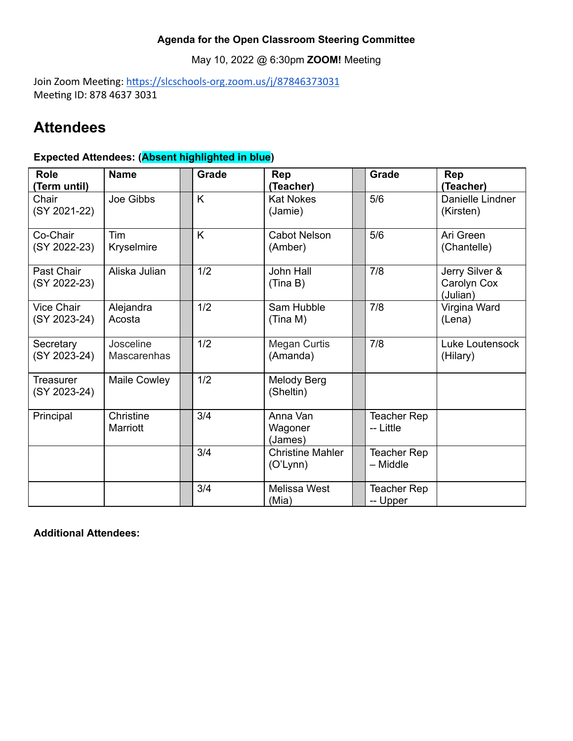**Agenda for the Open Classroom Steering Committee**

May 10, 2022 @ 6:30pm **ZOOM!** Meeting

Join Zoom Meeting: https://slcschools-org.zoom.us/j/87846373031
Meeting ID: 878 4637 3031

# Attendees

**Expected Attendees: (Absent highlighted in blue)**

| Role (Term until) | Name | | Grade | Rep (Teacher) | | Grade | Rep (Teacher) |
|---|---|---|---|---|---|---|---|
| Chair (SY 2021-22) | Joe Gibbs | | K | Kat Nokes (Jamie) | | 5/6 | Danielle Lindner (Kirsten) |
| Co-Chair (SY 2022-23) | Tim Kryselmire | | K | Cabot Nelson (Amber) | | 5/6 | Ari Green (Chantelle) |
| Past Chair (SY 2022-23) | Aliska Julian | | 1/2 | John Hall (Tina B) | | 7/8 | Jerry Silver & Carolyn Cox (Julian) |
| Vice Chair (SY 2023-24) | Alejandra Acosta | | 1/2 | Sam Hubble (Tina M) | | 7/8 | Virgina Ward (Lena) |
| Secretary (SY 2023-24) | Josceline Mascarenhas | | 1/2 | Megan Curtis (Amanda) | | 7/8 | Luke Loutensock (Hilary) |
| Treasurer (SY 2023-24) | Maile Cowley | | 1/2 | Melody Berg (Sheltin) | | | |
| Principal | Christine Marriott | | 3/4 | Anna Van Wagoner (James) | | Teacher Rep -- Little | |
| | | | 3/4 | Christine Mahler (O'Lynn) | | Teacher Rep – Middle | |
| | | | 3/4 | Melissa West (Mia) | | Teacher Rep -- Upper | |

**Additional Attendees:**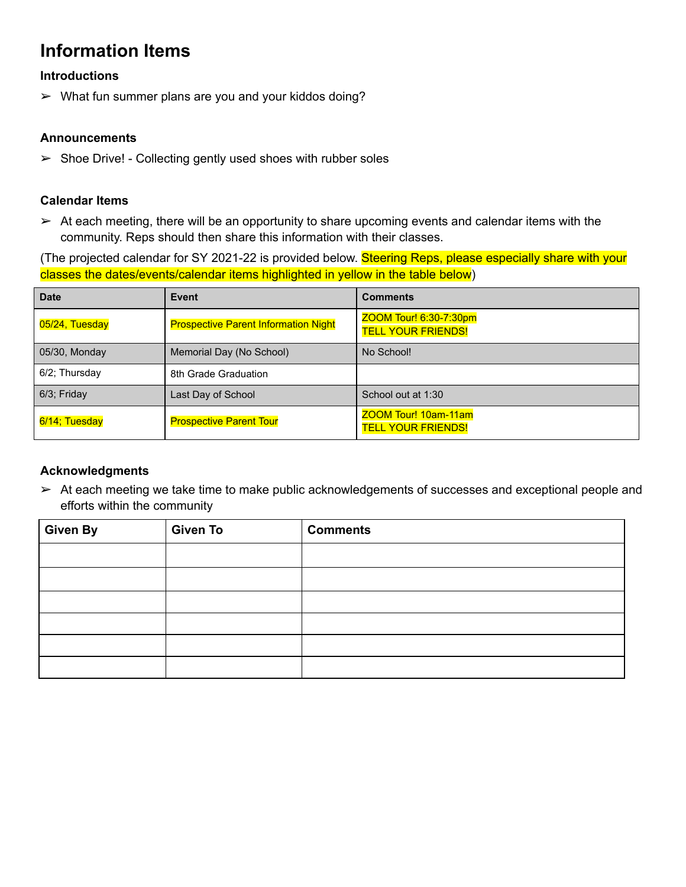## Information Items

### Introductions

- What fun summer plans are you and your kiddos doing?

### Announcements

- Shoe Drive! - Collecting gently used shoes with rubber soles

### Calendar Items

- At each meeting, there will be an opportunity to share upcoming events and calendar items with the community. Reps should then share this information with their classes.

(The projected calendar for SY 2021-22 is provided below. Steering Reps, please especially share with your classes the dates/events/calendar items highlighted in yellow in the table below)

| Date | Event | Comments |
|---|---|---|
| 05/24, Tuesday | Prospective Parent Information Night | ZOOM Tour! 6:30-7:30pm<br>TELL YOUR FRIENDS! |
| 05/30, Monday | Memorial Day (No School) | No School! |
| 6/2; Thursday | 8th Grade Graduation | |
| 6/3; Friday | Last Day of School | School out at 1:30 |
| 6/14; Tuesday | Prospective Parent Tour | ZOOM Tour! 10am-11am<br>TELL YOUR FRIENDS! |

### Acknowledgments

- At each meeting we take time to make public acknowledgements of successes and exceptional people and efforts within the community

| Given By | Given To | Comments |
|---|---|---|
| | | |
| | | |
| | | |
| | | |
| | | |
| | | |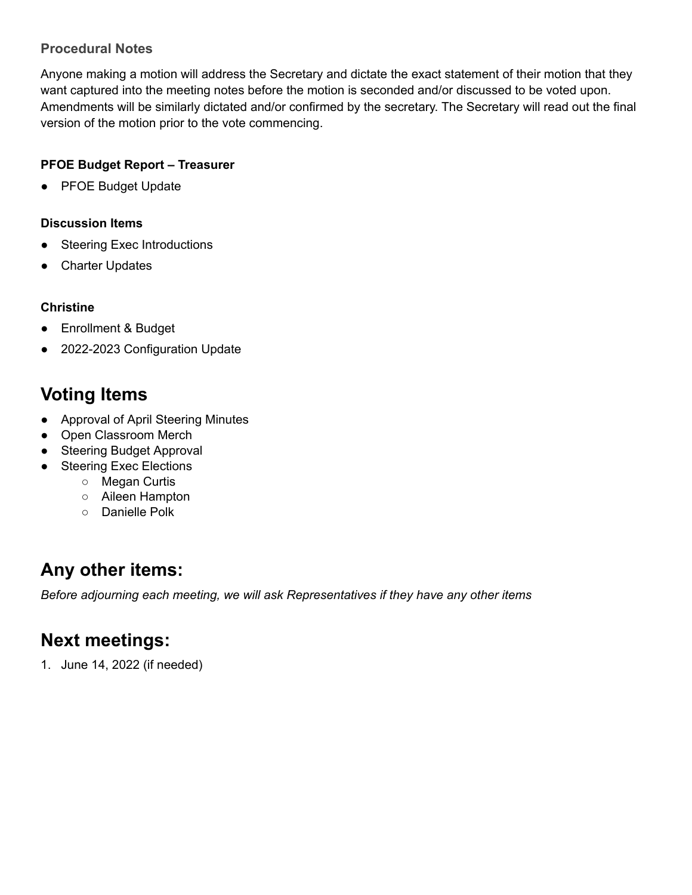### Procedural Notes

Anyone making a motion will address the Secretary and dictate the exact statement of their motion that they want captured into the meeting notes before the motion is seconded and/or discussed to be voted upon. Amendments will be similarly dictated and/or confirmed by the secretary. The Secretary will read out the final version of the motion prior to the vote commencing.

**PFOE Budget Report – Treasurer**

- PFOE Budget Update

**Discussion Items**

- Steering Exec Introductions
- Charter Updates

**Christine**

- Enrollment & Budget
- 2022-2023 Configuration Update

## Voting Items

- Approval of April Steering Minutes
- Open Classroom Merch
- Steering Budget Approval
- Steering Exec Elections
  - Megan Curtis
  - Aileen Hampton
  - Danielle Polk

## Any other items:

*Before adjourning each meeting, we will ask Representatives if they have any other items*

## Next meetings:

1. June 14, 2022 (if needed)